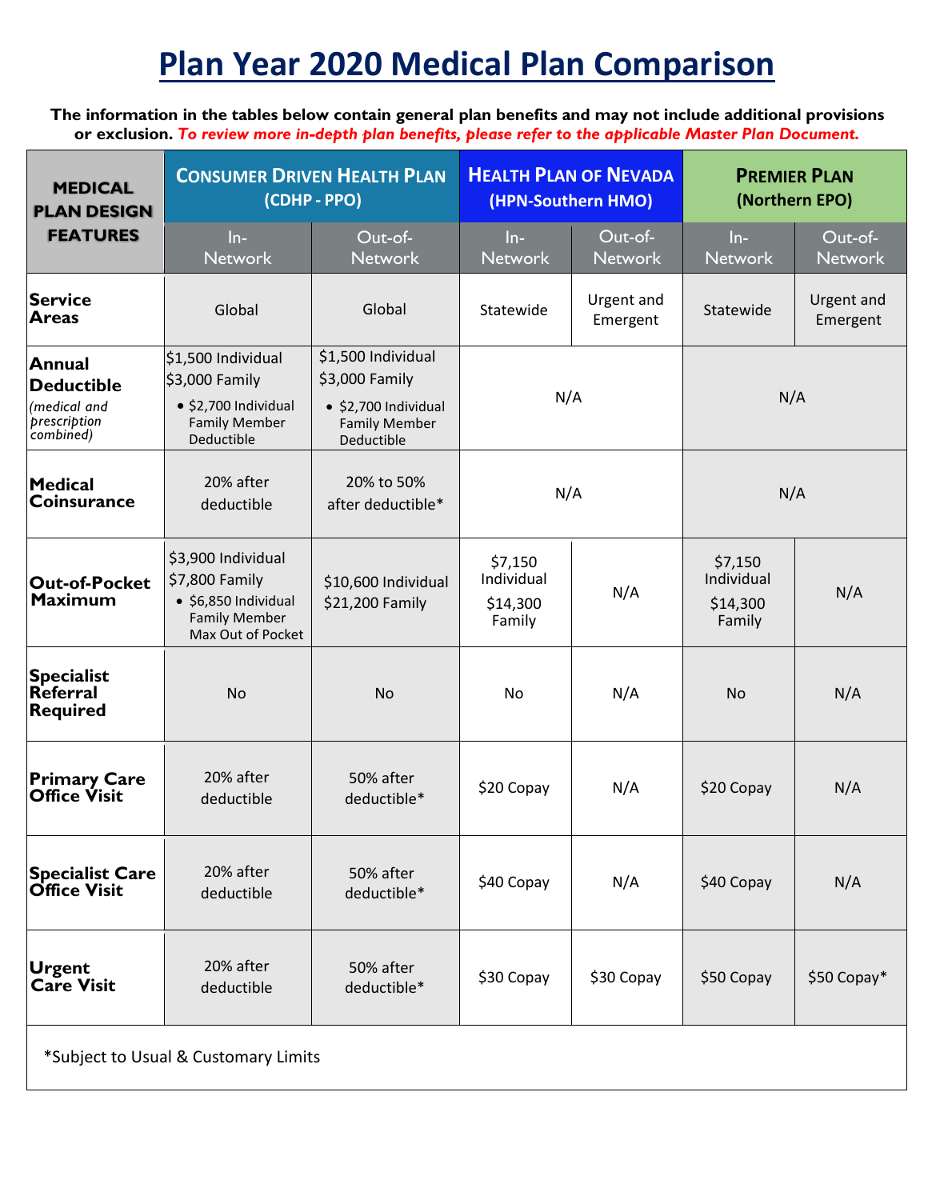# Plan Year 2020 Medical Plan Comparison

**The information in the tables below contain general plan benefits and may not include additional provisions or exclusion.** ***To review more in-depth plan benefits, please refer to the applicable Master Plan Document.***

| MEDICAL PLAN DESIGN FEATURES | CONSUMER DRIVEN HEALTH PLAN (CDHP - PPO) | | HEALTH PLAN OF NEVADA (HPN-Southern HMO) | | PREMIER PLAN (Northern EPO) | |
|---|---|---|---|---|---|---|
| | In-Network | Out-of-Network | In-Network | Out-of-Network | In-Network | Out-of-Network |
| **Service Areas** | Global | Global | Statewide | Urgent and Emergent | Statewide | Urgent and Emergent |
| **Annual Deductible** *(medical and prescription combined)* | $1,500 Individual $3,000 Family • $2,700 Individual Family Member Deductible | $1,500 Individual $3,000 Family • $2,700 Individual Family Member Deductible | N/A | | N/A | |
| **Medical Coinsurance** | 20% after deductible | 20% to 50% after deductible* | N/A | | N/A | |
| **Out-of-Pocket Maximum** | $3,900 Individual $7,800 Family • $6,850 Individual Family Member Max Out of Pocket | $10,600 Individual $21,200 Family | $7,150 Individual $14,300 Family | N/A | $7,150 Individual $14,300 Family | N/A |
| **Specialist Referral Required** | No | No | No | N/A | No | N/A |
| **Primary Care Office Visit** | 20% after deductible | 50% after deductible* | $20 Copay | N/A | $20 Copay | N/A |
| **Specialist Care Office Visit** | 20% after deductible | 50% after deductible* | $40 Copay | N/A | $40 Copay | N/A |
| **Urgent Care Visit** | 20% after deductible | 50% after deductible* | $30 Copay | $30 Copay | $50 Copay | $50 Copay* |

*Subject to Usual & Customary Limits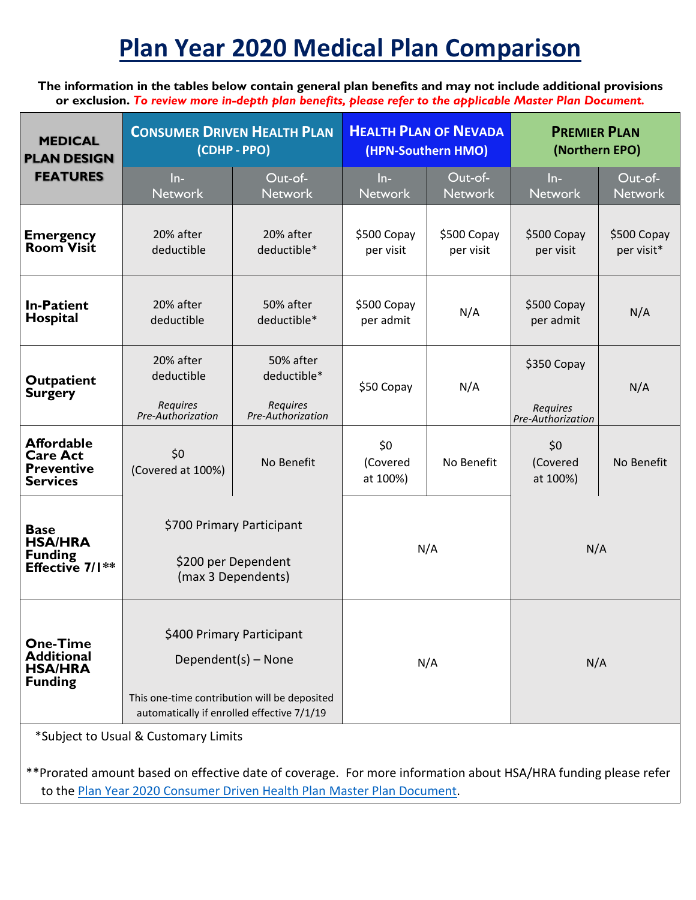# Plan Year 2020 Medical Plan Comparison

**The information in the tables below contain general plan benefits and may not include additional provisions or exclusion.** ***To review more in-depth plan benefits, please refer to the applicable Master Plan Document.***

| MEDICAL PLAN DESIGN FEATURES | Consumer Driven Health Plan (CDHP - PPO) | | Health Plan of Nevada (HPN-Southern HMO) | | Premier Plan (Northern EPO) | |
|---|---|---|---|---|---|---|
| | In-Network | Out-of-Network | In-Network | Out-of-Network | In-Network | Out-of-Network |
| **Emergency Room Visit** | 20% after deductible | 20% after deductible* | $500 Copay per visit | $500 Copay per visit | $500 Copay per visit | $500 Copay per visit* |
| **In-Patient Hospital** | 20% after deductible | 50% after deductible* | $500 Copay per admit | N/A | $500 Copay per admit | N/A |
| **Outpatient Surgery** | 20% after deductible *Requires Pre-Authorization* | 50% after deductible* *Requires Pre-Authorization* | $50 Copay | N/A | $350 Copay *Requires Pre-Authorization* | N/A |
| **Affordable Care Act Preventive Services** | $0 (Covered at 100%) | No Benefit | $0 (Covered at 100%) | No Benefit | $0 (Covered at 100%) | No Benefit |
| **Base HSA/HRA Funding Effective 7/1\*\*** | $700 Primary Participant<br>$200 per Dependent (max 3 Dependents) | | N/A | | N/A | |
| **One-Time Additional HSA/HRA Funding** | $400 Primary Participant<br>Dependent(s) – None<br>This one-time contribution will be deposited automatically if enrolled effective 7/1/19 | | N/A | | N/A | |

*Subject to Usual & Customary Limits

**Prorated amount based on effective date of coverage. For more information about HSA/HRA funding please refer to the Plan Year 2020 Consumer Driven Health Plan Master Plan Document.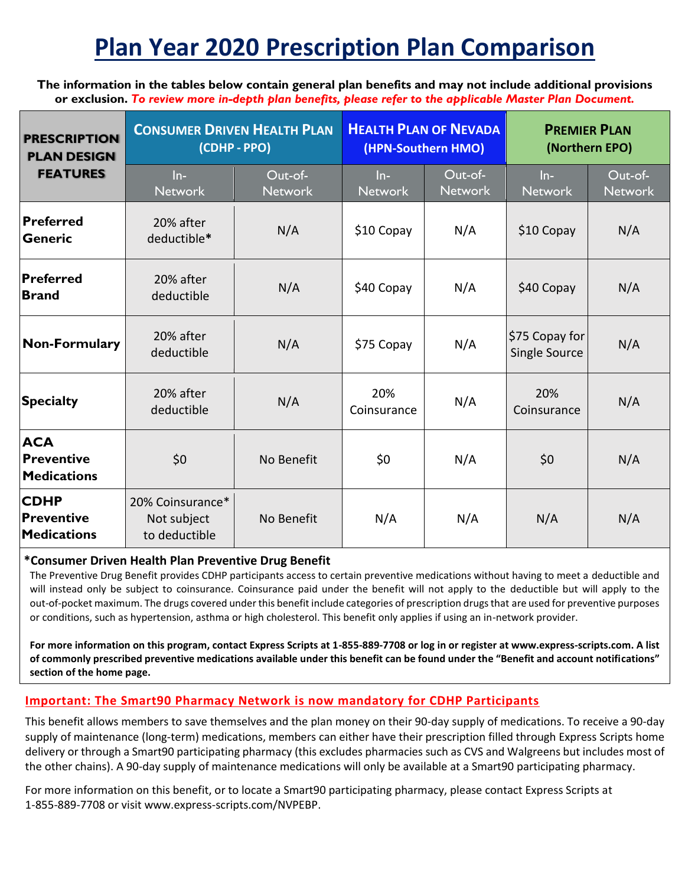# Plan Year 2020 Prescription Plan Comparison

**The information in the tables below contain general plan benefits and may not include additional provisions or exclusion.** ***To review more in-depth plan benefits, please refer to the applicable Master Plan Document.***

| **PRESCRIPTION PLAN DESIGN FEATURES** | **CONSUMER DRIVEN HEALTH PLAN (CDHP - PPO)** | | **HEALTH PLAN OF NEVADA (HPN-Southern HMO)** | | **PREMIER PLAN (Northern EPO)** | |
|---|---|---|---|---|---|---|
| | In-Network | Out-of-Network | In-Network | Out-of-Network | In-Network | Out-of-Network |
| **Preferred Generic** | 20% after deductible* | N/A | $10 Copay | N/A | $10 Copay | N/A |
| **Preferred Brand** | 20% after deductible | N/A | $40 Copay | N/A | $40 Copay | N/A |
| **Non-Formulary** | 20% after deductible | N/A | $75 Copay | N/A | $75 Copay for Single Source | N/A |
| **Specialty** | 20% after deductible | N/A | 20% Coinsurance | N/A | 20% Coinsurance | N/A |
| **ACA Preventive Medications** | $0 | No Benefit | $0 | N/A | $0 | N/A |
| **CDHP Preventive Medications** | 20% Coinsurance* Not subject to deductible | No Benefit | N/A | N/A | N/A | N/A |

**\*Consumer Driven Health Plan Preventive Drug Benefit**

The Preventive Drug Benefit provides CDHP participants access to certain preventive medications without having to meet a deductible and will instead only be subject to coinsurance. Coinsurance paid under the benefit will not apply to the deductible but will apply to the out-of-pocket maximum. The drugs covered under this benefit include categories of prescription drugs that are used for preventive purposes or conditions, such as hypertension, asthma or high cholesterol. This benefit only applies if using an in-network provider.

**For more information on this program, contact Express Scripts at 1-855-889-7708 or log in or register at www.express-scripts.com. A list of commonly prescribed preventive medications available under this benefit can be found under the "Benefit and account notifications" section of the home page.**

**Important: The Smart90 Pharmacy Network is now mandatory for CDHP Participants**

This benefit allows members to save themselves and the plan money on their 90-day supply of medications. To receive a 90-day supply of maintenance (long-term) medications, members can either have their prescription filled through Express Scripts home delivery or through a Smart90 participating pharmacy (this excludes pharmacies such as CVS and Walgreens but includes most of the other chains). A 90-day supply of maintenance medications will only be available at a Smart90 participating pharmacy.

For more information on this benefit, or to locate a Smart90 participating pharmacy, please contact Express Scripts at 1-855-889-7708 or visit www.express-scripts.com/NVPEBP.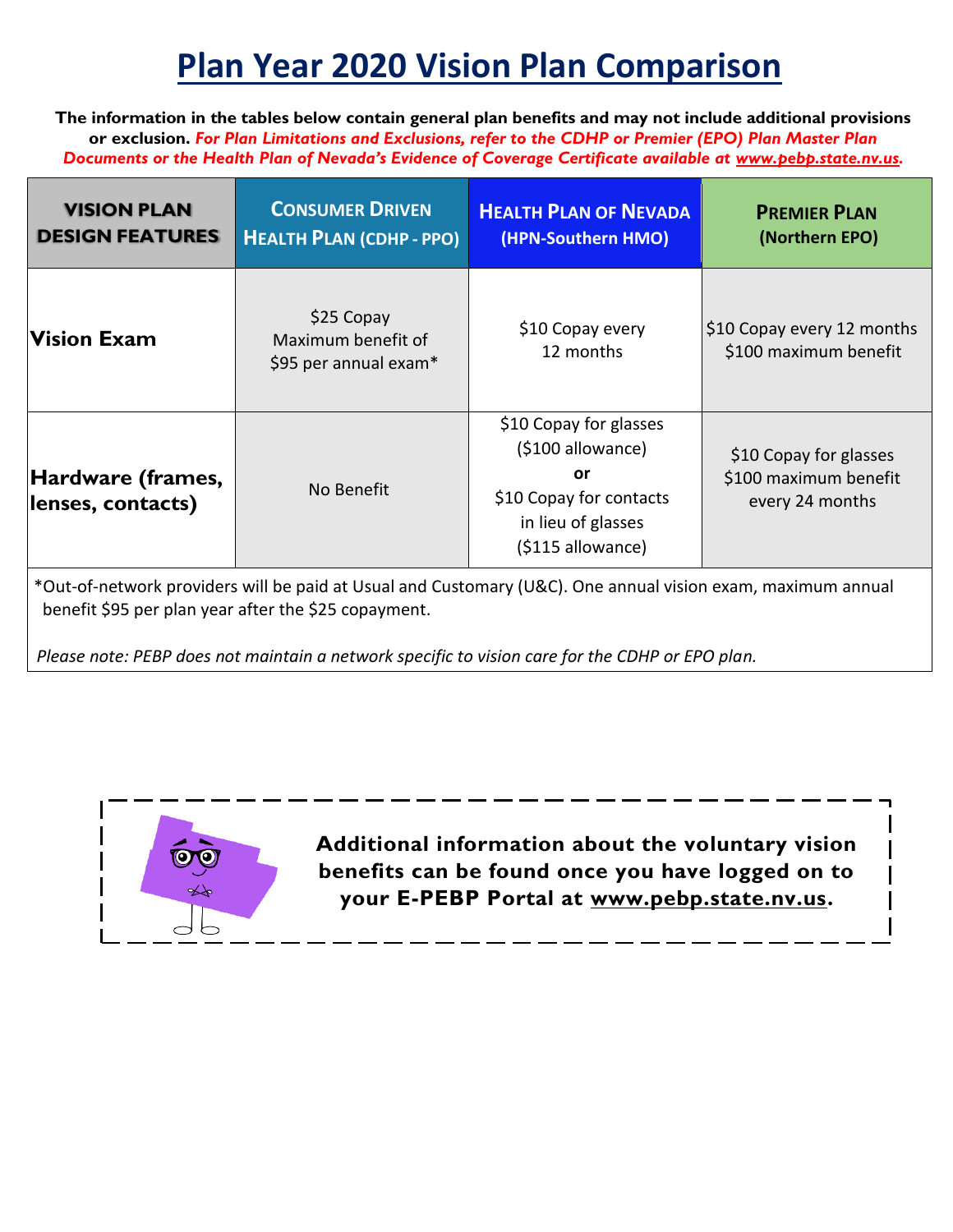# Plan Year 2020 Vision Plan Comparison

**The information in the tables below contain general plan benefits and may not include additional provisions or exclusion.** ***For Plan Limitations and Exclusions, refer to the CDHP or Premier (EPO) Plan Master Plan Documents or the Health Plan of Nevada's Evidence of Coverage Certificate available at www.pebp.state.nv.us.***

| VISION PLAN DESIGN FEATURES | CONSUMER DRIVEN HEALTH PLAN (CDHP - PPO) | HEALTH PLAN OF NEVADA (HPN-Southern HMO) | PREMIER PLAN (Northern EPO) |
|---|---|---|---|
| **Vision Exam** | $25 Copay<br>Maximum benefit of $95 per annual exam* | $10 Copay every 12 months | $10 Copay every 12 months<br>$100 maximum benefit |
| **Hardware (frames, lenses, contacts)** | No Benefit | $10 Copay for glasses ($100 allowance)<br>**or**<br>$10 Copay for contacts in lieu of glasses ($115 allowance) | $10 Copay for glasses<br>$100 maximum benefit every 24 months |

*Out-of-network providers will be paid at Usual and Customary (U&C). One annual vision exam, maximum annual benefit $95 per plan year after the $25 copayment.

*Please note: PEBP does not maintain a network specific to vision care for the CDHP or EPO plan.*

**Additional information about the voluntary vision benefits can be found once you have logged on to your E-PEBP Portal at www.pebp.state.nv.us.**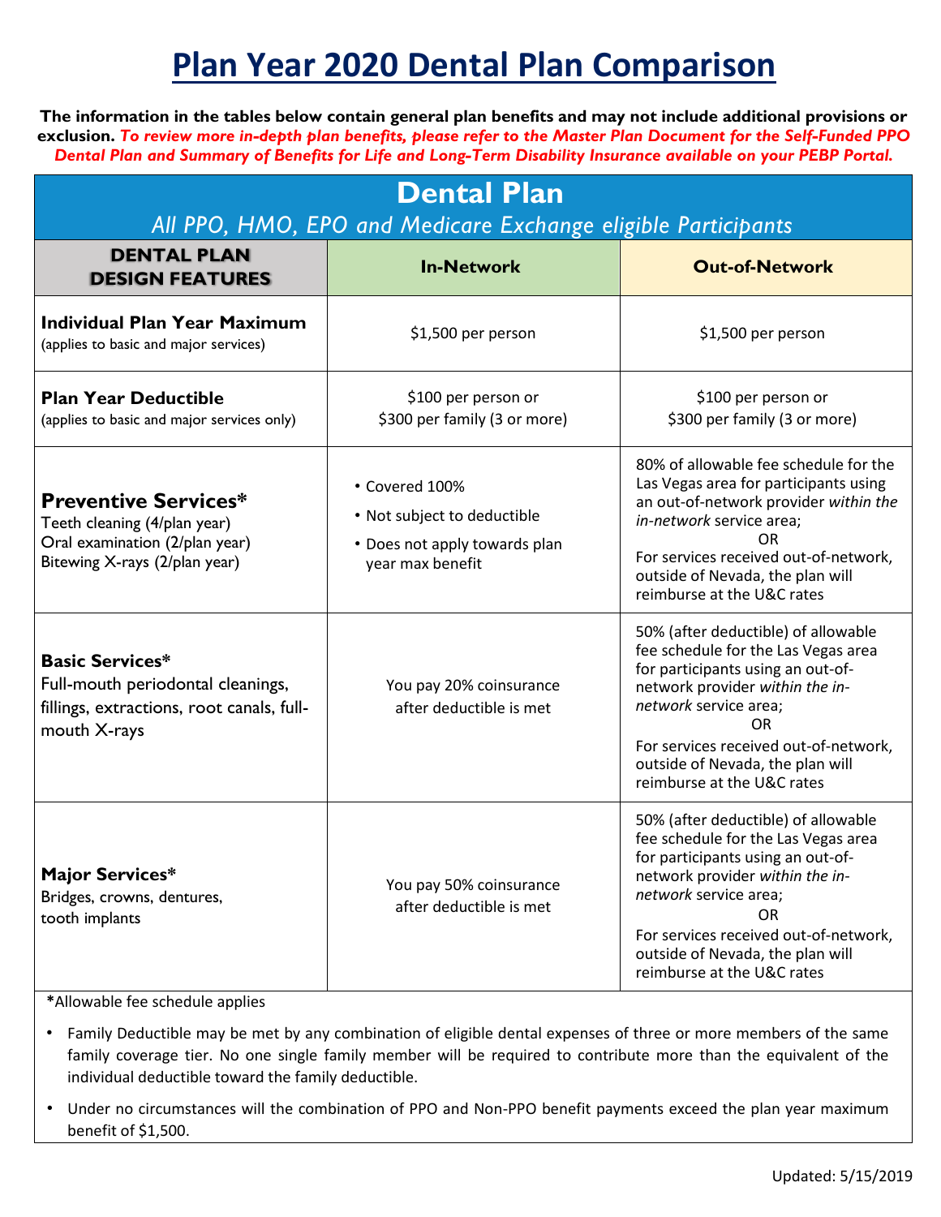# Plan Year 2020 Dental Plan Comparison

**The information in the tables below contain general plan benefits and may not include additional provisions or exclusion.** ***To review more in-depth plan benefits, please refer to the Master Plan Document for the Self-Funded PPO Dental Plan and Summary of Benefits for Life and Long-Term Disability Insurance available on your PEBP Portal.***

## Dental Plan

*All PPO, HMO, EPO and Medicare Exchange eligible Participants*

| DENTAL PLAN DESIGN FEATURES | In-Network | Out-of-Network |
|---|---|---|
| **Individual Plan Year Maximum** (applies to basic and major services) | $1,500 per person | $1,500 per person |
| **Plan Year Deductible** (applies to basic and major services only) | $100 per person or $300 per family (3 or more) | $100 per person or $300 per family (3 or more) |
| **Preventive Services*** Teeth cleaning (4/plan year) Oral examination (2/plan year) Bitewing X-rays (2/plan year) | • Covered 100% • Not subject to deductible • Does not apply towards plan year max benefit | 80% of allowable fee schedule for the Las Vegas area for participants using an out-of-network provider *within the in-network* service area; OR For services received out-of-network, outside of Nevada, the plan will reimburse at the U&C rates |
| **Basic Services*** Full-mouth periodontal cleanings, fillings, extractions, root canals, full-mouth X-rays | You pay 20% coinsurance after deductible is met | 50% (after deductible) of allowable fee schedule for the Las Vegas area for participants using an out-of-network provider *within the in-network* service area; OR For services received out-of-network, outside of Nevada, the plan will reimburse at the U&C rates |
| **Major Services*** Bridges, crowns, dentures, tooth implants | You pay 50% coinsurance after deductible is met | 50% (after deductible) of allowable fee schedule for the Las Vegas area for participants using an out-of-network provider *within the in-network* service area; OR For services received out-of-network, outside of Nevada, the plan will reimburse at the U&C rates |

**\***Allowable fee schedule applies

- Family Deductible may be met by any combination of eligible dental expenses of three or more members of the same family coverage tier. No one single family member will be required to contribute more than the equivalent of the individual deductible toward the family deductible.
- Under no circumstances will the combination of PPO and Non-PPO benefit payments exceed the plan year maximum benefit of $1,500.

Updated: 5/15/2019